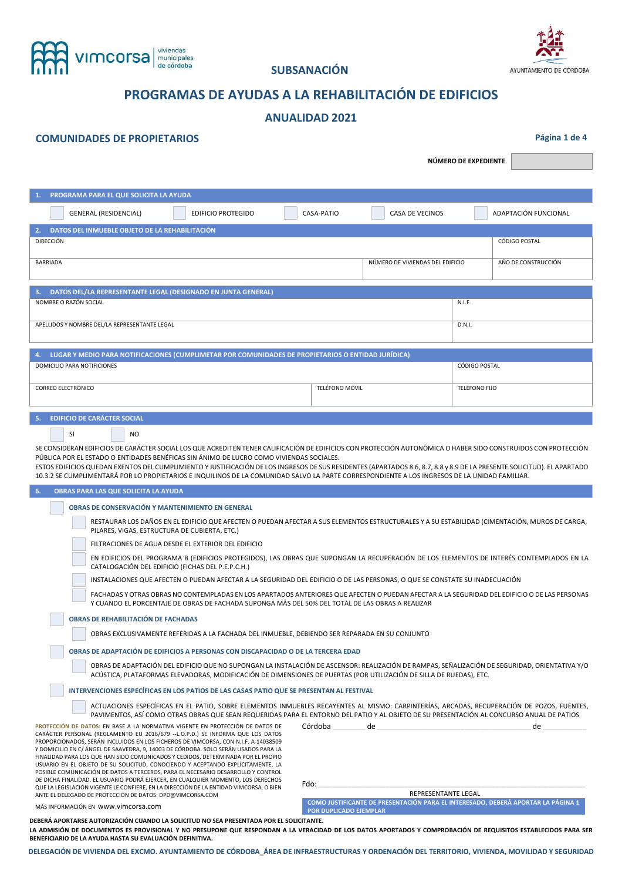vimcorsa viviendas municipales de córdoba

AYUNTAMIENTO DE CÓRDOBA

## SUBSANACIÓN

# PROGRAMAS DE AYUDAS A LA REHABILITACIÓN DE EDIFICIOS

## ANUALIDAD 2021

### COMUNIDADES DE PROPIETARIOS

**NÚMERO DE EXPEDIENTE** ____________

### 1. PROGRAMA PARA EL QUE SOLICITA LA AYUDA

☐ GENERAL (RESIDENCIAL) ☐ EDIFICIO PROTEGIDO ☐ CASA-PATIO ☐ CASA DE VECINOS ☐ ADAPTACIÓN FUNCIONAL

### 2. DATOS DEL INMUEBLE OBJETO DE LA REHABILITACIÓN

| DIRECCIÓN | | CÓDIGO POSTAL |
|---|---|---|
| | | |
| BARRIADA | NÚMERO DE VIVIENDAS DEL EDIFICIO | AÑO DE CONSTRUCCIÓN |
| | | |

### 3. DATOS DEL/LA REPRESENTANTE LEGAL (DESIGNADO EN JUNTA GENERAL)

| NOMBRE O RAZÓN SOCIAL | N.I.F. |
|---|---|
| | |
| APELLIDOS Y NOMBRE DEL/LA REPRESENTANTE LEGAL | D.N.I. |
| | |

### 4. LUGAR Y MEDIO PARA NOTIFICACIONES (CUMPLIMETAR POR COMUNIDADES DE PROPIETARIOS O ENTIDAD JURÍDICA)

| DOMICILIO PARA NOTIFICACIONES | | CÓDIGO POSTAL |
|---|---|---|
| | | |
| CORREO ELECTRÓNICO | TELÉFONO MÓVIL | TELÉFONO FIJO |
| | | |

### 5. EDIFICIO DE CARÁCTER SOCIAL

☐ SI ☐ NO

SE CONSIDERAN EDIFICIOS DE CARÁCTER SOCIAL LOS QUE ACREDITEN TENER CALIFICACIÓN DE EDIFICIOS CON PROTECCIÓN AUTONÓMICA O HABER SIDO CONSTRUIDOS CON PROTECCIÓN PÚBLICA POR EL ESTADO O ENTIDADES BENÉFICAS SIN ÁNIMO DE LUCRO COMO VIVIENDAS SOCIALES.
ESTOS EDIFICIOS QUEDAN EXENTOS DEL CUMPLIMIENTO Y JUSTIFICACIÓN DE LOS INGRESOS DE SUS RESIDENTES (APARTADOS 8.6, 8.7, 8.8 y 8.9 DE LA PRESENTE SOLICITUD). EL APARTADO 10.3.2 SE CUMPLIMENTARÁ POR LO PROPIETARIOS E INQUILINOS DE LA COMUNIDAD SALVO LA PARTE CORRESPONDIENTE A LOS INGRESOS DE LA UNIDAD FAMILIAR.

### 6. OBRAS PARA LAS QUE SOLICITA LA AYUDA

☐ **OBRAS DE CONSERVACIÓN Y MANTENIMIENTO EN GENERAL**

- ☐ RESTAURAR LOS DAÑOS EN EL EDIFICIO QUE AFECTEN O PUEDAN AFECTAR A SUS ELEMENTOS ESTRUCTURALES Y A SU ESTABILIDAD (CIMENTACIÓN, MUROS DE CARGA, PILARES, VIGAS, ESTRUCTURA DE CUBIERTA, ETC.)
- ☐ FILTRACIONES DE AGUA DESDE EL EXTERIOR DEL EDIFICIO
- ☐ EN EDIFICIOS DEL PROGRAMA B (EDIFICIOS PROTEGIDOS), LAS OBRAS QUE SUPONGAN LA RECUPERACIÓN DE LOS ELEMENTOS DE INTERÉS CONTEMPLADOS EN LA CATALOGACIÓN DEL EDIFICIO (FICHAS DEL P.E.P.C.H.)
- ☐ INSTALACIONES QUE AFECTEN O PUEDAN AFECTAR A LA SEGURIDAD DEL EDIFICIO O DE LAS PERSONAS, O QUE SE CONSTATE SU INADECUACIÓN
- ☐ FACHADAS Y OTRAS OBRAS NO CONTEMPLADAS EN LOS APARTADOS ANTERIORES QUE AFECTEN O PUEDAN AFECTAR A LA SEGURIDAD DEL EDIFICIO O DE LAS PERSONAS Y CUANDO EL PORCENTAJE DE OBRAS DE FACHADA SUPONGA MÁS DEL 50% DEL TOTAL DE LAS OBRAS A REALIZAR

☐ **OBRAS DE REHABILITACIÓN DE FACHADAS**

- ☐ OBRAS EXCLUSIVAMENTE REFERIDAS A LA FACHADA DEL INMUEBLE, DEBIENDO SER REPARADA EN SU CONJUNTO

☐ **OBRAS DE ADAPTACIÓN DE EDIFICIOS A PERSONAS CON DISCAPACIDAD O DE LA TERCERA EDAD**

- ☐ OBRAS DE ADAPTACIÓN DEL EDIFICIO QUE NO SUPONGAN LA INSTALACIÓN DE ASCENSOR: REALIZACIÓN DE RAMPAS, SEÑALIZACIÓN DE SEGURIDAD, ORIENTATIVA Y/O ACÚSTICA, PLATAFORMAS ELEVADORAS, MODIFICACIÓN DE DIMENSIONES DE PUERTAS (POR UTILIZACIÓN DE SILLA DE RUEDAS), ETC.

☐ **INTERVENCIONES ESPECÍFICAS EN LOS PATIOS DE LAS CASAS PATIO QUE SE PRESENTAN AL FESTIVAL**

- ☐ ACTUACIONES ESPECÍFICAS EN EL PATIO, SOBRE ELEMENTOS INMUEBLES RECAYENTES AL MISMO: CARPINTERÍAS, ARCADAS, RECUPERACIÓN DE POZOS, FUENTES, PAVIMENTOS, ASÍ COMO OTRAS OBRAS QUE SEAN REQUERIDAS PARA EL ENTORNO DEL PATIO Y AL OBJETO DE SU PRESENTACIÓN AL CONCURSO ANUAL DE PATIOS

**PROTECCIÓN DE DATOS:** EN BASE A LA NORMATIVA VIGENTE EN PROTECCIÓN DE DATOS DE CARÁCTER PERSONAL (REGLAMENTO EU 2016/679 --L.O.P.D.) SE INFORMA QUE LOS DATOS PROPORCIONADOS, SERÁN INCLUIDOS EN LOS FICHEROS DE VIMCORSA, CON N.I.F. A-14038509 Y DOMICILIO EN C/ ÁNGEL DE SAAVEDRA, 9, 14003 DE CÓRDOBA. SOLO SERÁN USADOS PARA LA FINALIDAD PARA LOS QUE HAN SIDO COMUNICADOS Y CEDIDOS, DETERMINADA POR EL PROPIO USUARIO EN EL OBJETO DE SU SOLICITUD, CONOCIENDO Y ACEPTANDO EXPLÍCITAMENTE, LA POSIBLE COMUNICACIÓN DE DATOS A TERCEROS, PARA EL NECESARIO DESARROLLO Y CONTROL DE DICHA FINALIDAD. EL USUARIO PODRÁ EJERCER, EN CUALQUIER MOMENTO, LOS DERECHOS QUE LA LEGISLACIÓN VIGENTE LE CONFIERE, EN LA DIRECCIÓN DE LA ENTIDAD VIMCORSA, O BIEN ANTE EL DELEGADO DE PROTECCIÓN DE DATOS: DPD@VIMCORSA.COM

MÁS INFORMACIÓN EN www.vimcorsa.com

Córdoba ________ de ________________________ de __________

Fdo: ____________________________________

REPRESENTANTE LEGAL

**COMO JUSTIFICANTE DE PRESENTACIÓN PARA EL INTERESADO, DEBERÁ APORTAR LA PÁGINA 1 POR DUPLICADO EJEMPLAR**

**DEBERÁ APORTARSE AUTORIZACIÓN CUANDO LA SOLICITUD NO SEA PRESENTADA POR EL SOLICITANTE.**

**LA ADMISIÓN DE DOCUMENTOS ES PROVISIONAL Y NO PRESUPONE QUE RESPONDAN A LA VERACIDAD DE LOS DATOS APORTADOS Y COMPROBACIÓN DE REQUISITOS ESTABLECIDOS PARA SER BENEFICIARIO DE LA AYUDA HASTA SU EVALUACIÓN DEFINITIVA.**

**DELEGACIÓN DE VIVIENDA DEL EXCMO. AYUNTAMIENTO DE CÓRDOBA_ÁREA DE INFRAESTRUCTURAS Y ORDENACIÓN DEL TERRITORIO, VIVIENDA, MOVILIDAD Y SEGURIDAD**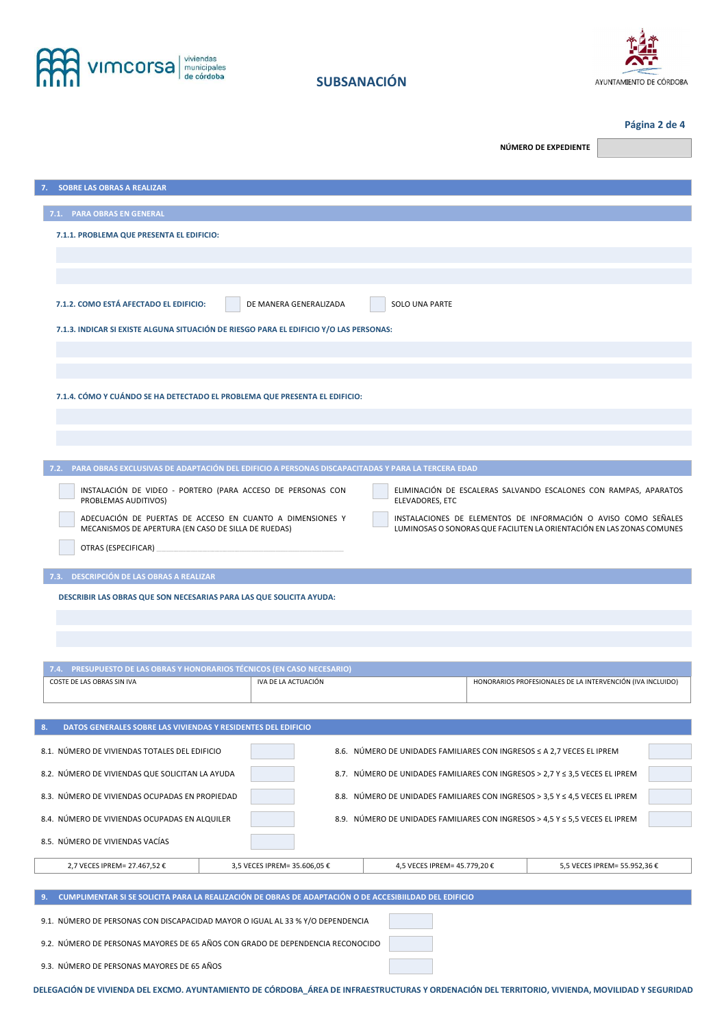# SUBSANACIÓN

**NÚMERO DE EXPEDIENTE**

## 7. SOBRE LAS OBRAS A REALIZAR

### 7.1. PARA OBRAS EN GENERAL

**7.1.1. PROBLEMA QUE PRESENTA EL EDIFICIO:**

**7.1.2. COMO ESTÁ AFECTADO EL EDIFICIO:** ☐ DE MANERA GENERALIZADA ☐ SOLO UNA PARTE

**7.1.3. INDICAR SI EXISTE ALGUNA SITUACIÓN DE RIESGO PARA EL EDIFICIO Y/O LAS PERSONAS:**

**7.1.4. CÓMO Y CUÁNDO SE HA DETECTADO EL PROBLEMA QUE PRESENTA EL EDIFICIO:**

### 7.2. PARA OBRAS EXCLUSIVAS DE ADAPTACIÓN DEL EDIFICIO A PERSONAS DISCAPACITADAS Y PARA LA TERCERA EDAD

- ☐ INSTALACIÓN DE VIDEO - PORTERO (PARA ACCESO DE PERSONAS CON PROBLEMAS AUDITIVOS)
- ☐ ADECUACIÓN DE PUERTAS DE ACCESO EN CUANTO A DIMENSIONES Y MECANISMOS DE APERTURA (EN CASO DE SILLA DE RUEDAS)
- ☐ OTRAS (ESPECIFICAR) ____________________
- ☐ ELIMINACIÓN DE ESCALERAS SALVANDO ESCALONES CON RAMPAS, APARATOS ELEVADORES, ETC
- ☐ INSTALACIONES DE ELEMENTOS DE INFORMACIÓN O AVISO COMO SEÑALES LUMINOSAS O SONORAS QUE FACILITEN LA ORIENTACIÓN EN LAS ZONAS COMUNES

### 7.3. DESCRIPCIÓN DE LAS OBRAS A REALIZAR

**DESCRIBIR LAS OBRAS QUE SON NECESARIAS PARA LAS QUE SOLICITA AYUDA:**

### 7.4. PRESUPUESTO DE LAS OBRAS Y HONORARIOS TÉCNICOS (EN CASO NECESARIO)

| COSTE DE LAS OBRAS SIN IVA | IVA DE LA ACTUACIÓN | HONORARIOS PROFESIONALES DE LA INTERVENCIÓN (IVA INCLUIDO) |
|---|---|---|
| | | |

## 8. DATOS GENERALES SOBRE LAS VIVIENDAS Y RESIDENTES DEL EDIFICIO

- 8.1. NÚMERO DE VIVIENDAS TOTALES DEL EDIFICIO
- 8.2. NÚMERO DE VIVIENDAS QUE SOLICITAN LA AYUDA
- 8.3. NÚMERO DE VIVIENDAS OCUPADAS EN PROPIEDAD
- 8.4. NÚMERO DE VIVIENDAS OCUPADAS EN ALQUILER
- 8.5. NÚMERO DE VIVIENDAS VACÍAS
- 8.6. NÚMERO DE UNIDADES FAMILIARES CON INGRESOS ≤ A 2,7 VECES EL IPREM
- 8.7. NÚMERO DE UNIDADES FAMILIARES CON INGRESOS > 2,7 Y ≤ 3,5 VECES EL IPREM
- 8.8. NÚMERO DE UNIDADES FAMILIARES CON INGRESOS > 3,5 Y ≤ 4,5 VECES EL IPREM
- 8.9. NÚMERO DE UNIDADES FAMILIARES CON INGRESOS > 4,5 Y ≤ 5,5 VECES EL IPREM

| 2,7 VECES IPREM= 27.467,52 € | 3,5 VECES IPREM= 35.606,05 € | 4,5 VECES IPREM= 45.779,20 € | 5,5 VECES IPREM= 55.952,36 € |
|---|---|---|---|

## 9. CUMPLIMENTAR SI SE SOLICITA PARA LA REALIZACIÓN DE OBRAS DE ADAPTACIÓN O DE ACCESIBIILDAD DEL EDIFICIO

- 9.1. NÚMERO DE PERSONAS CON DISCAPACIDAD MAYOR O IGUAL AL 33 % Y/O DEPENDENCIA
- 9.2. NÚMERO DE PERSONAS MAYORES DE 65 AÑOS CON GRADO DE DEPENDENCIA RECONOCIDO
- 9.3. NÚMERO DE PERSONAS MAYORES DE 65 AÑOS

**DELEGACIÓN DE VIVIENDA DEL EXCMO. AYUNTAMIENTO DE CÓRDOBA_ÁREA DE INFRAESTRUCTURAS Y ORDENACIÓN DEL TERRITORIO, VIVIENDA, MOVILIDAD Y SEGURIDAD**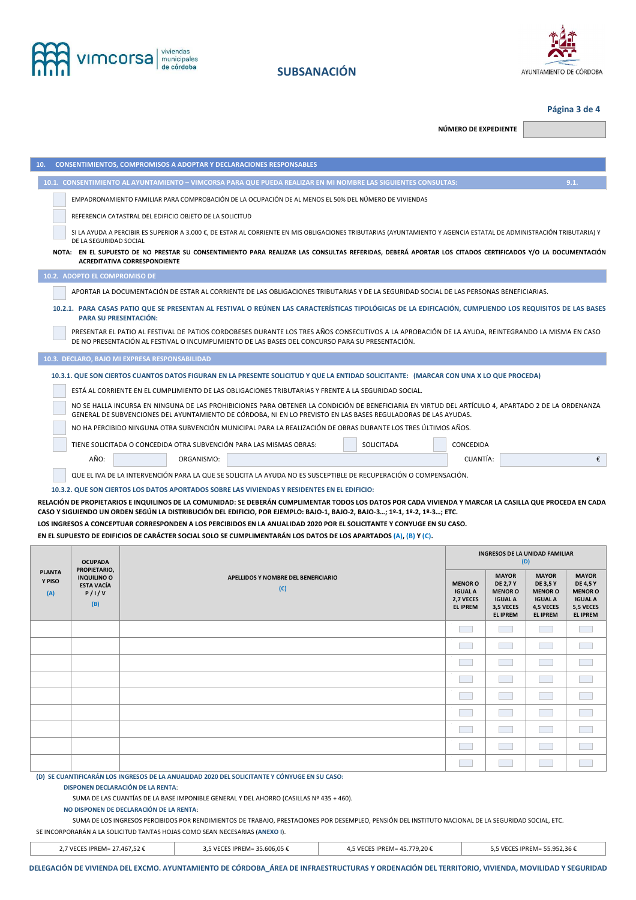# SUBSANACIÓN

NÚMERO DE EXPEDIENTE

## 10. CONSENTIMIENTOS, COMPROMISOS A ADOPTAR Y DECLARACIONES RESPONSABLES

### 10.1. CONSENTIMIENTO AL AYUNTAMIENTO – VIMCORSA PARA QUE PUEDA REALIZAR EN MI NOMBRE LAS SIGUIENTES CONSULTAS: 9.1.

- ☐ EMPADRONAMIENTO FAMILIAR PARA COMPROBACIÓN DE LA OCUPACIÓN DE AL MENOS EL 50% DEL NÚMERO DE VIVIENDAS
- ☐ REFERENCIA CATASTRAL DEL EDIFICIO OBJETO DE LA SOLICITUD
- ☐ SI LA AYUDA A PERCIBIR ES SUPERIOR A 3.000 €, DE ESTAR AL CORRIENTE EN MIS OBLIGACIONES TRIBUTARIAS (AYUNTAMIENTO Y AGENCIA ESTATAL DE ADMINISTRACIÓN TRIBUTARIA) Y DE LA SEGURIDAD SOCIAL

**NOTA:** EN EL SUPUESTO DE NO PRESTAR SU CONSENTIMIENTO PARA REALIZAR LAS CONSULTAS REFERIDAS, DEBERÁ APORTAR LOS CITADOS CERTIFICADOS Y/O LA DOCUMENTACIÓN ACREDITATIVA CORRESPONDIENTE

### 10.2. ADOPTO EL COMPROMISO DE

- ☐ APORTAR LA DOCUMENTACIÓN DE ESTAR AL CORRIENTE DE LAS OBLIGACIONES TRIBUTARIAS Y DE LA SEGURIDAD SOCIAL DE LAS PERSONAS BENEFICIARIAS.

#### 10.2.1. PARA CASAS PATIO QUE SE PRESENTAN AL FESTIVAL O REÚNEN LAS CARACTERÍSTICAS TIPOLÓGICAS DE LA EDIFICACIÓN, CUMPLIENDO LOS REQUISITOS DE LAS BASES PARA SU PRESENTACIÓN:

- ☐ PRESENTAR EL PATIO AL FESTIVAL DE PATIOS CORDOBESES DURANTE LOS TRES AÑOS CONSECUTIVOS A LA APROBACIÓN DE LA AYUDA, REINTEGRANDO LA MISMA EN CASO DE NO PRESENTACIÓN AL FESTIVAL O INCUMPLIMIENTO DE LAS BASES DEL CONCURSO PARA SU PRESENTACIÓN.

### 10.3. DECLARO, BAJO MI EXPRESA RESPONSABILIDAD

#### 10.3.1. QUE SON CIERTOS CUANTOS DATOS FIGURAN EN LA PRESENTE SOLICITUD Y QUE LA ENTIDAD SOLICITANTE: (MARCAR CON UNA X LO QUE PROCEDA)

- ☐ ESTÁ AL CORRIENTE EN EL CUMPLIMIENTO DE LAS OBLIGACIONES TRIBUTARIAS Y FRENTE A LA SEGURIDAD SOCIAL.
- ☐ NO SE HALLA INCURSA EN NINGUNA DE LAS PROHIBICIONES PARA OBTENER LA CONDICIÓN DE BENEFICIARIA EN VIRTUD DEL ARTÍCULO 4, APARTADO 2 DE LA ORDENANZA GENERAL DE SUBVENCIONES DEL AYUNTAMIENTO DE CÓRDOBA, NI EN LO PREVISTO EN LAS BASES REGULADORAS DE LAS AYUDAS.
- ☐ NO HA PERCIBIDO NINGUNA OTRA SUBVENCIÓN MUNICIPAL PARA LA REALIZACIÓN DE OBRAS DURANTE LOS TRES ÚLTIMOS AÑOS.
- ☐ TIENE SOLICITADA O CONCEDIDA OTRA SUBVENCIÓN PARA LAS MISMAS OBRAS: ☐ SOLICITADA ☐ CONCEDIDA

  AÑO: ______ ORGANISMO: ______ CUANTÍA: ______ €
- ☐ QUE EL IVA DE LA INTERVENCIÓN PARA LA QUE SE SOLICITA LA AYUDA NO ES SUSCEPTIBLE DE RECUPERACIÓN O COMPENSACIÓN.

#### 10.3.2. QUE SON CIERTOS LOS DATOS APORTADOS SOBRE LAS VIVIENDAS Y RESIDENTES EN EL EDIFICIO:

**RELACIÓN DE PROPIETARIOS E INQUILINOS DE LA COMUNIDAD: SE DEBERÁN CUMPLIMENTAR TODOS LOS DATOS POR CADA VIVIENDA Y MARCAR LA CASILLA QUE PROCEDA EN CADA CASO Y SIGUIENDO UN ORDEN SEGÚN LA DISTRIBUCIÓN DEL EDIFICIO, POR EJEMPLO: BAJO-1, BAJO-2, BAJO-3…; 1º-1, 1º-2, 1º-3…; ETC.**

**LOS INGRESOS A CONCEPTUAR CORRESPONDEN A LOS PERCIBIDOS EN LA ANUALIDAD 2020 POR EL SOLICITANTE Y CONYUGE EN SU CASO.**

**EN EL SUPUESTO DE EDIFICIOS DE CARÁCTER SOCIAL SOLO SE CUMPLIMENTARÁN LOS DATOS DE LOS APARTADOS (A), (B) Y (C).**

| PLANTA Y PISO (A) | OCUPADA PROPIETARIO, INQUILINO O ESTA VACÍA P / I / V (B) | APELLIDOS Y NOMBRE DEL BENEFICIARIO (C) | INGRESOS DE LA UNIDAD FAMILIAR (D) | | | |
|---|---|---|---|---|---|---|
| | | | MENOR O IGUAL A 2,7 VECES EL IPREM | MAYOR DE 2,7 Y MENOR O IGUAL A 3,5 VECES EL IPREM | MAYOR DE 3,5 Y MENOR O IGUAL A 4,5 VECES EL IPREM | MAYOR DE 4,5 Y MENOR O IGUAL A 5,5 VECES EL IPREM |
| | | | ☐ | ☐ | ☐ | ☐ |
| | | | ☐ | ☐ | ☐ | ☐ |
| | | | ☐ | ☐ | ☐ | ☐ |
| | | | ☐ | ☐ | ☐ | ☐ |
| | | | ☐ | ☐ | ☐ | ☐ |
| | | | ☐ | ☐ | ☐ | ☐ |
| | | | ☐ | ☐ | ☐ | ☐ |
| | | | ☐ | ☐ | ☐ | ☐ |
| | | | ☐ | ☐ | ☐ | ☐ |

**(D) SE CUANTIFICARÁN LOS INGRESOS DE LA ANUALIDAD 2020 DEL SOLICITANTE Y CÓNYUGE EN SU CASO:**

**DISPONEN DECLARACIÓN DE LA RENTA:**

SUMA DE LAS CUANTÍAS DE LA BASE IMPONIBLE GENERAL Y DEL AHORRO (CASILLAS Nº 435 + 460).

**NO DISPONEN DE DECLARACIÓN DE LA RENTA:**

SUMA DE LOS INGRESOS PERCIBIDOS POR RENDIMIENTOS DE TRABAJO, PRESTACIONES POR DESEMPLEO, PENSIÓN DEL INSTITUTO NACIONAL DE LA SEGURIDAD SOCIAL, ETC.

SE INCORPORARÁN A LA SOLICITUD TANTAS HOJAS COMO SEAN NECESARIAS (**ANEXO I**).

| 2,7 VECES IPREM= 27.467,52 € | 3,5 VECES IPREM= 35.606,05 € | 4,5 VECES IPREM= 45.779,20 € | 5,5 VECES IPREM= 55.952,36 € |
|---|---|---|---|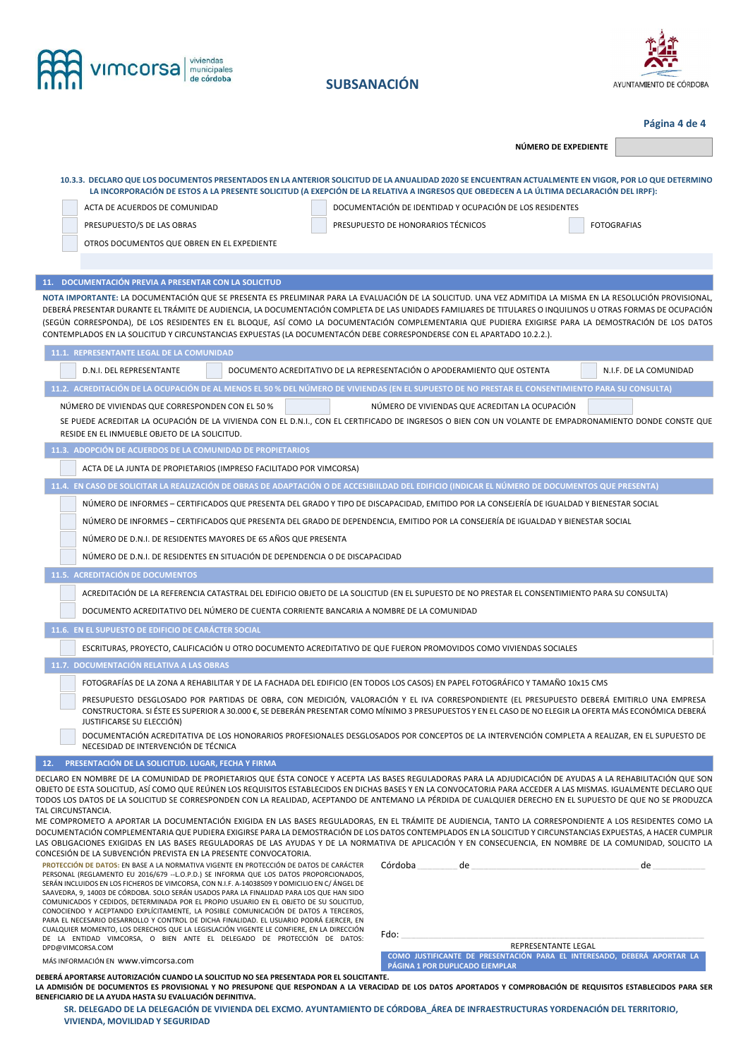**SUBSANACIÓN**

**NÚMERO DE EXPEDIENTE** |  |

**10.3.3. DECLARO QUE LOS DOCUMENTOS PRESENTADOS EN LA ANTERIOR SOLICITUD DE LA ANUALIDAD 2020 SE ENCUENTRAN ACTUALMENTE EN VIGOR, POR LO QUE DETERMINO LA INCORPORACIÓN DE ESTOS A LA PRESENTE SOLICITUD (A EXEPCIÓN DE LA RELATIVA A INGRESOS QUE OBEDECEN A LA ÚLTIMA DECLARACIÓN DEL IRPF):**

- ☐ ACTA DE ACUERDOS DE COMUNIDAD
- ☐ DOCUMENTACIÓN DE IDENTIDAD Y OCUPACIÓN DE LOS RESIDENTES
- ☐ PRESUPUESTO/S DE LAS OBRAS
- ☐ PRESUPUESTO DE HONORARIOS TÉCNICOS
- ☐ FOTOGRAFIAS
- ☐ OTROS DOCUMENTOS QUE OBREN EN EL EXPEDIENTE

## 11. DOCUMENTACIÓN PREVIA A PRESENTAR CON LA SOLICITUD

**NOTA IMPORTANTE:** LA DOCUMENTACIÓN QUE SE PRESENTA ES PRELIMINAR PARA LA EVALUACIÓN DE LA SOLICITUD. UNA VEZ ADMITIDA LA MISMA EN LA RESOLUCIÓN PROVISIONAL, DEBERÁ PRESENTAR DURANTE EL TRÁMITE DE AUDIENCIA, LA DOCUMENTACIÓN COMPLETA DE LAS UNIDADES FAMILIARES DE TITULARES O INQUILINOS U OTRAS FORMAS DE OCUPACIÓN (SEGÚN CORRESPONDA), DE LOS RESIDENTES EN EL BLOQUE, ASÍ COMO LA DOCUMENTACIÓN COMPLEMENTARIA QUE PUDIERA EXIGIRSE PARA LA DEMOSTRACIÓN DE LOS DATOS CONTEMPLADOS EN LA SOLICITUD Y CIRCUNSTANCIAS EXPUESTAS (LA DOCUMENTACÓN DEBE CORRESPONDERSE CON EL APARTADO 10.2.2.).

### 11.1. REPRESENTANTE LEGAL DE LA COMUNIDAD

- ☐ D.N.I. DEL REPRESENTANTE
- ☐ DOCUMENTO ACREDITATIVO DE LA REPRESENTACIÓN O APODERAMIENTO QUE OSTENTA
- ☐ N.I.F. DE LA COMUNIDAD

### 11.2. ACREDITACIÓN DE LA OCUPACIÓN DE AL MENOS EL 50 % DEL NÚMERO DE VIVIENDAS (EN EL SUPUESTO DE NO PRESTAR EL CONSENTIMIENTO PARA SU CONSULTA)

NÚMERO DE VIVIENDAS QUE CORRESPONDEN CON EL 50 % ☐ NÚMERO DE VIVIENDAS QUE ACREDITAN LA OCUPACIÓN ☐

SE PUEDE ACREDITAR LA OCUPACIÓN DE LA VIVIENDA CON EL D.N.I., CON EL CERTIFICADO DE INGRESOS O BIEN CON UN VOLANTE DE EMPADRONAMIENTO DONDE CONSTE QUE RESIDE EN EL INMUEBLE OBJETO DE LA SOLICITUD.

### 11.3. ADOPCIÓN DE ACUERDOS DE LA COMUNIDAD DE PROPIETARIOS

- ☐ ACTA DE LA JUNTA DE PROPIETARIOS (IMPRESO FACILITADO POR VIMCORSA)

### 11.4. EN CASO DE SOLICITAR LA REALIZACIÓN DE OBRAS DE ADAPTACIÓN O DE ACCESIBIILDAD DEL EDIFICIO (INDICAR EL NÚMERO DE DOCUMENTOS QUE PRESENTA)

- ☐ NÚMERO DE INFORMES – CERTIFICADOS QUE PRESENTA DEL GRADO Y TIPO DE DISCAPACIDAD, EMITIDO POR LA CONSEJERÍA DE IGUALDAD Y BIENESTAR SOCIAL
- ☐ NÚMERO DE INFORMES – CERTIFICADOS QUE PRESENTA DEL GRADO DE DEPENDENCIA, EMITIDO POR LA CONSEJERÍA DE IGUALDAD Y BIENESTAR SOCIAL
- ☐ NÚMERO DE D.N.I. DE RESIDENTES MAYORES DE 65 AÑOS QUE PRESENTA
- ☐ NÚMERO DE D.N.I. DE RESIDENTES EN SITUACIÓN DE DEPENDENCIA O DE DISCAPACIDAD

### 11.5. ACREDITACIÓN DE DOCUMENTOS

- ☐ ACREDITACIÓN DE LA REFERENCIA CATASTRAL DEL EDIFICIO OBJETO DE LA SOLICITUD (EN EL SUPUESTO DE NO PRESTAR EL CONSENTIMIENTO PARA SU CONSULTA)
- ☐ DOCUMENTO ACREDITATIVO DEL NÚMERO DE CUENTA CORRIENTE BANCARIA A NOMBRE DE LA COMUNIDAD

### 11.6. EN EL SUPUESTO DE EDIFICIO DE CARÁCTER SOCIAL

- ☐ ESCRITURAS, PROYECTO, CALIFICACIÓN U OTRO DOCUMENTO ACREDITATIVO DE QUE FUERON PROMOVIDOS COMO VIVIENDAS SOCIALES

### 11.7. DOCUMENTACIÓN RELATIVA A LAS OBRAS

- ☐ FOTOGRAFÍAS DE LA ZONA A REHABILITAR Y DE LA FACHADA DEL EDIFICIO (EN TODOS LOS CASOS) EN PAPEL FOTOGRÁFICO Y TAMAÑO 10x15 CMS
- ☐ PRESUPUESTO DESGLOSADO POR PARTIDAS DE OBRA, CON MEDICIÓN, VALORACIÓN Y EL IVA CORRESPONDIENTE (EL PRESUPUESTO DEBERÁ EMITIRLO UNA EMPRESA CONSTRUCTORA. SI ÉSTE ES SUPERIOR A 30.000 €, SE DEBERÁN PRESENTAR COMO MÍNIMO 3 PRESUPUESTOS Y EN EL CASO DE NO ELEGIR LA OFERTA MÁS ECONÓMICA DEBERÁ JUSTIFICARSE SU ELECCIÓN)
- ☐ DOCUMENTACIÓN ACREDITATIVA DE LOS HONORARIOS PROFESIONALES DESGLOSADOS POR CONCEPTOS DE LA INTERVENCIÓN COMPLETA A REALIZAR, EN EL SUPUESTO DE NECESIDAD DE INTERVENCIÓN DE TÉCNICA

## 12. PRESENTACIÓN DE LA SOLICITUD. LUGAR, FECHA Y FIRMA

DECLARO EN NOMBRE DE LA COMUNIDAD DE PROPIETARIOS QUE ÉSTA CONOCE Y ACEPTA LAS BASES REGULADORAS PARA LA ADJUDICACIÓN DE AYUDAS A LA REHABILITACIÓN QUE SON OBJETO DE ESTA SOLICITUD, ASÍ COMO QUE REÚNEN LOS REQUISITOS ESTABLECIDOS EN DICHAS BASES Y EN LA CONVOCATORIA PARA ACCEDER A LAS MISMAS. IGUALMENTE DECLARO QUE TODOS LOS DATOS DE LA SOLICITUD SE CORRESPONDEN CON LA REALIDAD, ACEPTANDO DE ANTEMANO LA PÉRDIDA DE CUALQUIER DERECHO EN EL SUPUESTO DE QUE NO SE PRODUZCA TAL CIRCUNSTANCIA.

ME COMPROMETO A APORTAR LA DOCUMENTACIÓN EXIGIDA EN LAS BASES REGULADORAS, EN EL TRÁMITE DE AUDIENCIA, TANTO LA CORRESPONDIENTE A LOS RESIDENTES COMO LA DOCUMENTACIÓN COMPLEMENTARIA QUE PUDIERA EXIGIRSE PARA LA DEMOSTRACIÓN DE LOS DATOS CONTEMPLADOS EN LA SOLICITUD Y CIRCUNSTANCIAS EXPUESTAS, A HACER CUMPLIR LAS OBLIGACIONES EXIGIDAS EN LAS BASES REGULADORAS DE LAS AYUDAS Y DE LA NORMATIVA DE APLICACIÓN Y EN CONSECUENCIA, EN NOMBRE DE LA COMUNIDAD, SOLICITO LA CONCESIÓN DE LA SUBVENCIÓN PREVISTA EN LA PRESENTE CONVOCATORIA.

**PROTECCIÓN DE DATOS:** EN BASE A LA NORMATIVA VIGENTE EN PROTECCIÓN DE DATOS DE CARÁCTER PERSONAL (REGLAMENTO EU 2016/679 --L.O.P.D.) SE INFORMA QUE LOS DATOS PROPORCIONADOS, SERÁN INCLUIDOS EN LOS FICHEROS DE VIMCORSA, CON N.I.F. A-14038509 Y DOMICILIO EN C/ ÁNGEL DE SAAVEDRA, 9, 14003 DE CÓRDOBA. SOLO SERÁN USADOS PARA LA FINALIDAD PARA LOS QUE HAN SIDO COMUNICADOS Y CEDIDOS, DETERMINADA POR EL PROPIO USUARIO EN EL OBJETO DE SU SOLICITUD, CONOCIENDO Y ACEPTANDO EXPLÍCITAMENTE, LA POSIBLE COMUNICACIÓN DE DATOS A TERCEROS, PARA EL NECESARIO DESARROLLO Y CONTROL DE DICHA FINALIDAD. EL USUARIO PODRÁ EJERCER, EN CUALQUIER MOMENTO, LOS DERECHOS QUE LA LEGISLACIÓN VIGENTE LE CONFIERE, EN LA DIRECCIÓN DE LA ENTIDAD VIMCORSA, O BIEN ANTE EL DELEGADO DE PROTECCIÓN DE DATOS: DPD@VIMCORSA.COM

MÁS INFORMACIÓN EN www.vimcorsa.com

Córdoba ________ de ________________________ de ________

Fdo: ________________________________

REPRESENTANTE LEGAL

**COMO JUSTIFICANTE DE PRESENTACIÓN PARA EL INTERESADO, DEBERÁ APORTAR LA PÁGINA 1 POR DUPLICADO EJEMPLAR**

**DEBERÁ APORTARSE AUTORIZACIÓN CUANDO LA SOLICITUD NO SEA PRESENTADA POR EL SOLICITANTE.**
**LA ADMISIÓN DE DOCUMENTOS ES PROVISIONAL Y NO PRESUPONE QUE RESPONDAN A LA VERACIDAD DE LOS DATOS APORTADOS Y COMPROBACIÓN DE REQUISITOS ESTABLECIDOS PARA SER BENEFICIARIO DE LA AYUDA HASTA SU EVALUACIÓN DEFINITIVA.**

**SR. DELEGADO DE LA DELEGACIÓN DE VIVIENDA DEL EXCMO. AYUNTAMIENTO DE CÓRDOBA_ÁREA DE INFRAESTRUCTURAS YORDENACIÓN DEL TERRITORIO, VIVIENDA, MOVILIDAD Y SEGURIDAD**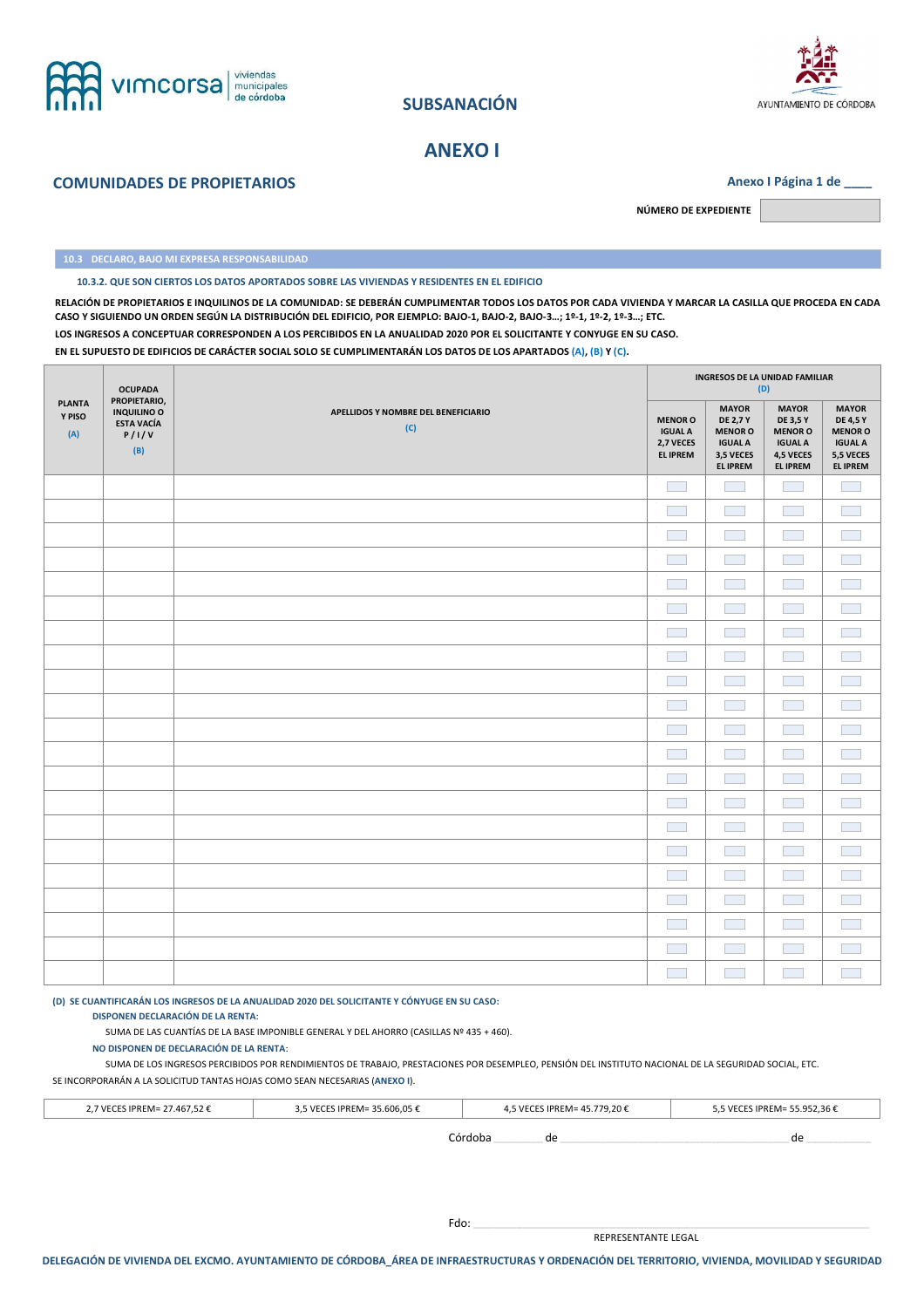SUBSANACIÓN

# ANEXO I

## COMUNIDADES DE PROPIETARIOS

**Anexo I Página 1 de ____**

**NÚMERO DE EXPEDIENTE**

**10.3 DECLARO, BAJO MI EXPRESA RESPONSABILIDAD**

**10.3.2. QUE SON CIERTOS LOS DATOS APORTADOS SOBRE LAS VIVIENDAS Y RESIDENTES EN EL EDIFICIO**

**RELACIÓN DE PROPIETARIOS E INQUILINOS DE LA COMUNIDAD: SE DEBERÁN CUMPLIMENTAR TODOS LOS DATOS POR CADA VIVIENDA Y MARCAR LA CASILLA QUE PROCEDA EN CADA CASO Y SIGUIENDO UN ORDEN SEGÚN LA DISTRIBUCIÓN DEL EDIFICIO, POR EJEMPLO: BAJO-1, BAJO-2, BAJO-3…; 1º-1, 1º-2, 1º-3…; ETC.**

**LOS INGRESOS A CONCEPTUAR CORRESPONDEN A LOS PERCIBIDOS EN LA ANUALIDAD 2020 POR EL SOLICITANTE Y CONYUGE EN SU CASO.**

**EN EL SUPUESTO DE EDIFICIOS DE CARÁCTER SOCIAL SOLO SE CUMPLIMENTARÁN LOS DATOS DE LOS APARTADOS (A), (B) Y (C).**

| PLANTA Y PISO (A) | OCUPADA PROPIETARIO, INQUILINO O ESTA VACÍA P / I / V (B) | APELLIDOS Y NOMBRE DEL BENEFICIARIO (C) | INGRESOS DE LA UNIDAD FAMILIAR (D) | | | |
|---|---|---|---|---|---|---|
| | | | MENOR O IGUAL A 2,7 VECES EL IPREM | MAYOR DE 2,7 Y MENOR O IGUAL A 3,5 VECES EL IPREM | MAYOR DE 3,5 Y MENOR O IGUAL A 4,5 VECES EL IPREM | MAYOR DE 4,5 Y MENOR O IGUAL A 5,5 VECES EL IPREM |
| | | | ☐ | ☐ | ☐ | ☐ |
| | | | ☐ | ☐ | ☐ | ☐ |
| | | | ☐ | ☐ | ☐ | ☐ |
| | | | ☐ | ☐ | ☐ | ☐ |
| | | | ☐ | ☐ | ☐ | ☐ |
| | | | ☐ | ☐ | ☐ | ☐ |
| | | | ☐ | ☐ | ☐ | ☐ |
| | | | ☐ | ☐ | ☐ | ☐ |
| | | | ☐ | ☐ | ☐ | ☐ |
| | | | ☐ | ☐ | ☐ | ☐ |
| | | | ☐ | ☐ | ☐ | ☐ |
| | | | ☐ | ☐ | ☐ | ☐ |
| | | | ☐ | ☐ | ☐ | ☐ |
| | | | ☐ | ☐ | ☐ | ☐ |
| | | | ☐ | ☐ | ☐ | ☐ |
| | | | ☐ | ☐ | ☐ | ☐ |
| | | | ☐ | ☐ | ☐ | ☐ |
| | | | ☐ | ☐ | ☐ | ☐ |
| | | | ☐ | ☐ | ☐ | ☐ |
| | | | ☐ | ☐ | ☐ | ☐ |
| | | | ☐ | ☐ | ☐ | ☐ |

**(D) SE CUANTIFICARÁN LOS INGRESOS DE LA ANUALIDAD 2020 DEL SOLICITANTE Y CÓNYUGE EN SU CASO:**

**DISPONEN DECLARACIÓN DE LA RENTA:**

SUMA DE LAS CUANTÍAS DE LA BASE IMPONIBLE GENERAL Y DEL AHORRO (CASILLAS Nº 435 + 460).

**NO DISPONEN DE DECLARACIÓN DE LA RENTA:**

SUMA DE LOS INGRESOS PERCIBIDOS POR RENDIMIENTOS DE TRABAJO, PRESTACIONES POR DESEMPELO, PENSIÓN DEL INSTITUTO NACIONAL DE LA SEGURIDAD SOCIAL, ETC.

SE INCORPORARÁN A LA SOLICITUD TANTAS HOJAS COMO SEAN NECESARIAS (**ANEXO I**).

| | | | |
|---|---|---|---|
| 2,7 VECES IPREM= 27.467,52 € | 3,5 VECES IPREM= 35.606,05 € | 4,5 VECES IPREM= 45.779,20 € | 5,5 VECES IPREM= 55.952,36 € |

Córdoba ________ de ______________________________ de __________

Fdo: ____________________________________________

REPRESENTANTE LEGAL

**DELEGACIÓN DE VIVIENDA DEL EXCMO. AYUNTAMIENTO DE CÓRDOBA_ÁREA DE INFRAESTRUCTURAS Y ORDENACIÓN DEL TERRITORIO, VIVIENDA, MOVILIDAD Y SEGURIDAD**